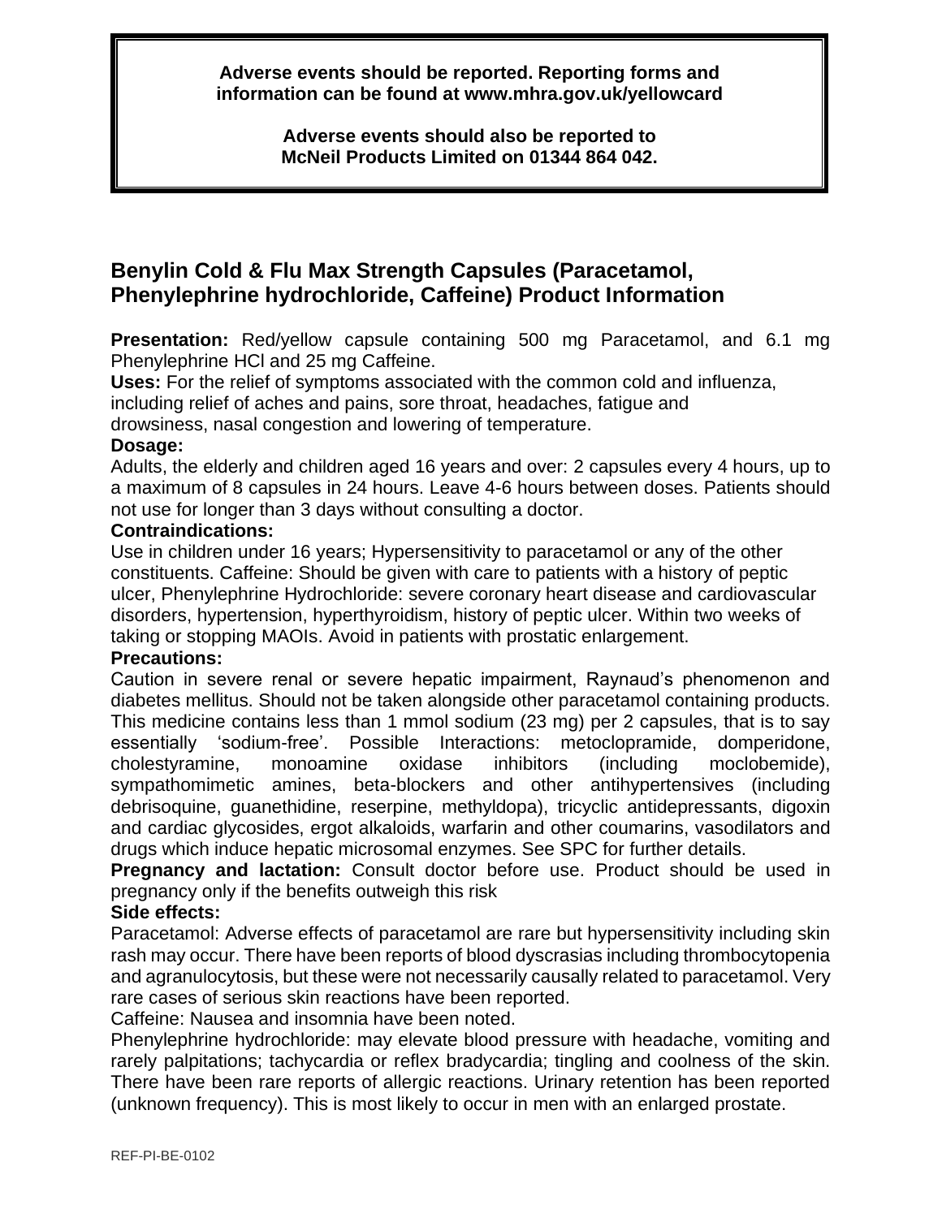**Adverse events should be reported. Reporting forms and information can be found at www.mhra.gov.uk/yellowcard**

**Adverse events should also be reported to McNeil Products Limited on 01344 864 042.**

## Benylin Cold & Flu Max Strength Capsules (Paracetamol, Phenylephrine hydrochloride, Caffeine) Product Information

**Presentation:** Red/yellow capsule containing 500 mg Paracetamol, and 6.1 mg Phenylephrine HCl and 25 mg Caffeine.

**Uses:** For the relief of symptoms associated with the common cold and influenza, including relief of aches and pains, sore throat, headaches, fatigue and drowsiness, nasal congestion and lowering of temperature.

**Dosage:**

Adults, the elderly and children aged 16 years and over: 2 capsules every 4 hours, up to a maximum of 8 capsules in 24 hours. Leave 4-6 hours between doses. Patients should not use for longer than 3 days without consulting a doctor.

**Contraindications:**

Use in children under 16 years; Hypersensitivity to paracetamol or any of the other constituents. Caffeine: Should be given with care to patients with a history of peptic ulcer, Phenylephrine Hydrochloride: severe coronary heart disease and cardiovascular disorders, hypertension, hyperthyroidism, history of peptic ulcer. Within two weeks of taking or stopping MAOIs. Avoid in patients with prostatic enlargement.

**Precautions:**

Caution in severe renal or severe hepatic impairment, Raynaud's phenomenon and diabetes mellitus. Should not be taken alongside other paracetamol containing products. This medicine contains less than 1 mmol sodium (23 mg) per 2 capsules, that is to say essentially 'sodium-free'. Possible Interactions: metoclopramide, domperidone, cholestyramine, monoamine oxidase inhibitors (including moclobemide), sympathomimetic amines, beta-blockers and other antihypertensives (including debrisoquine, guanethidine, reserpine, methyldopa), tricyclic antidepressants, digoxin and cardiac glycosides, ergot alkaloids, warfarin and other coumarins, vasodilators and drugs which induce hepatic microsomal enzymes. See SPC for further details.

**Pregnancy and lactation:** Consult doctor before use. Product should be used in pregnancy only if the benefits outweigh this risk

**Side effects:**

Paracetamol: Adverse effects of paracetamol are rare but hypersensitivity including skin rash may occur. There have been reports of blood dyscrasias including thrombocytopenia and agranulocytosis, but these were not necessarily causally related to paracetamol. Very rare cases of serious skin reactions have been reported.

Caffeine: Nausea and insomnia have been noted.

Phenylephrine hydrochloride: may elevate blood pressure with headache, vomiting and rarely palpitations; tachycardia or reflex bradycardia; tingling and coolness of the skin. There have been rare reports of allergic reactions. Urinary retention has been reported (unknown frequency). This is most likely to occur in men with an enlarged prostate.

REF-PI-BE-0102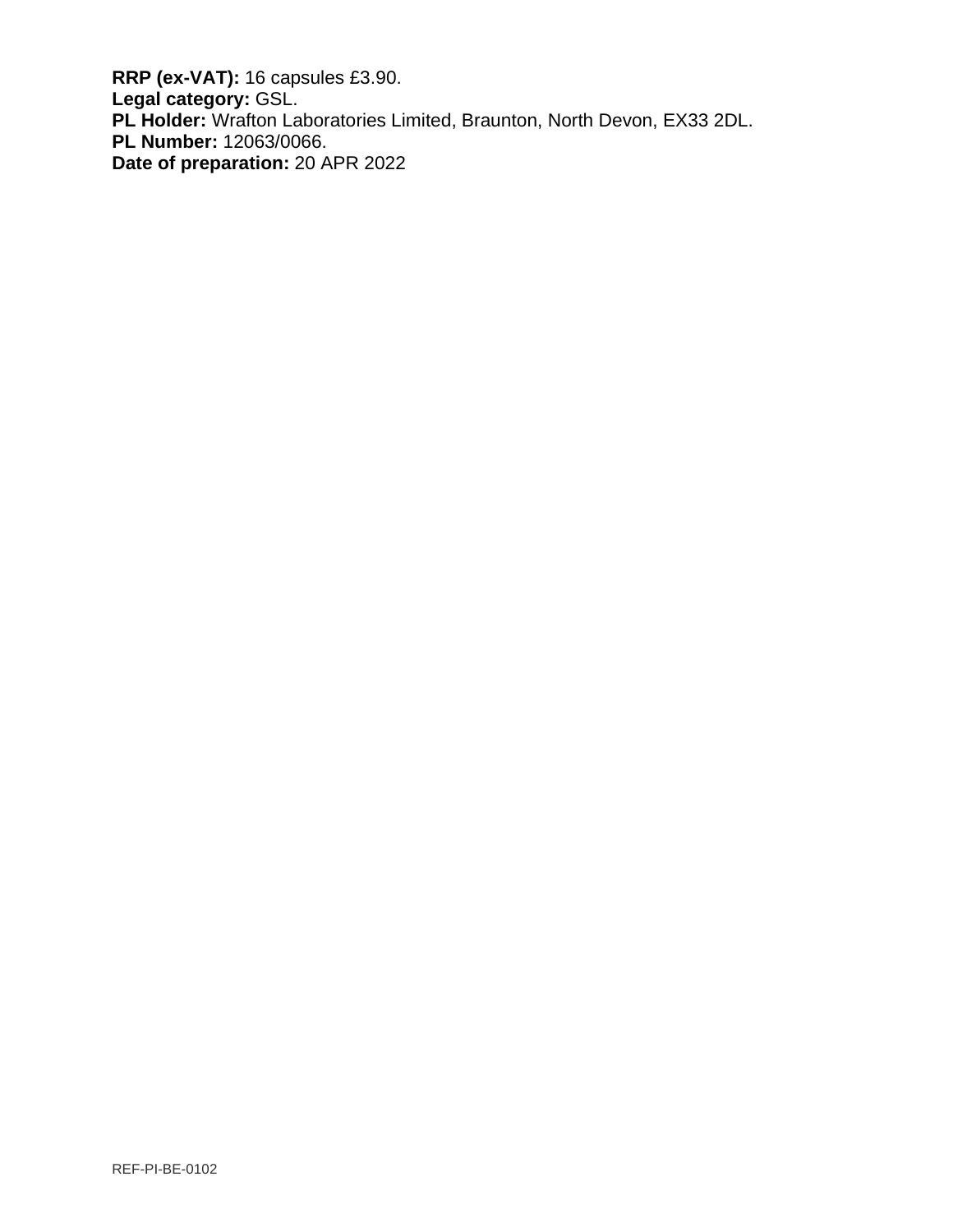**RRP (ex-VAT):** 16 capsules £3.90.
**Legal category:** GSL.
**PL Holder:** Wrafton Laboratories Limited, Braunton, North Devon, EX33 2DL.
**PL Number:** 12063/0066.
**Date of preparation:** 20 APR 2022

REF-PI-BE-0102